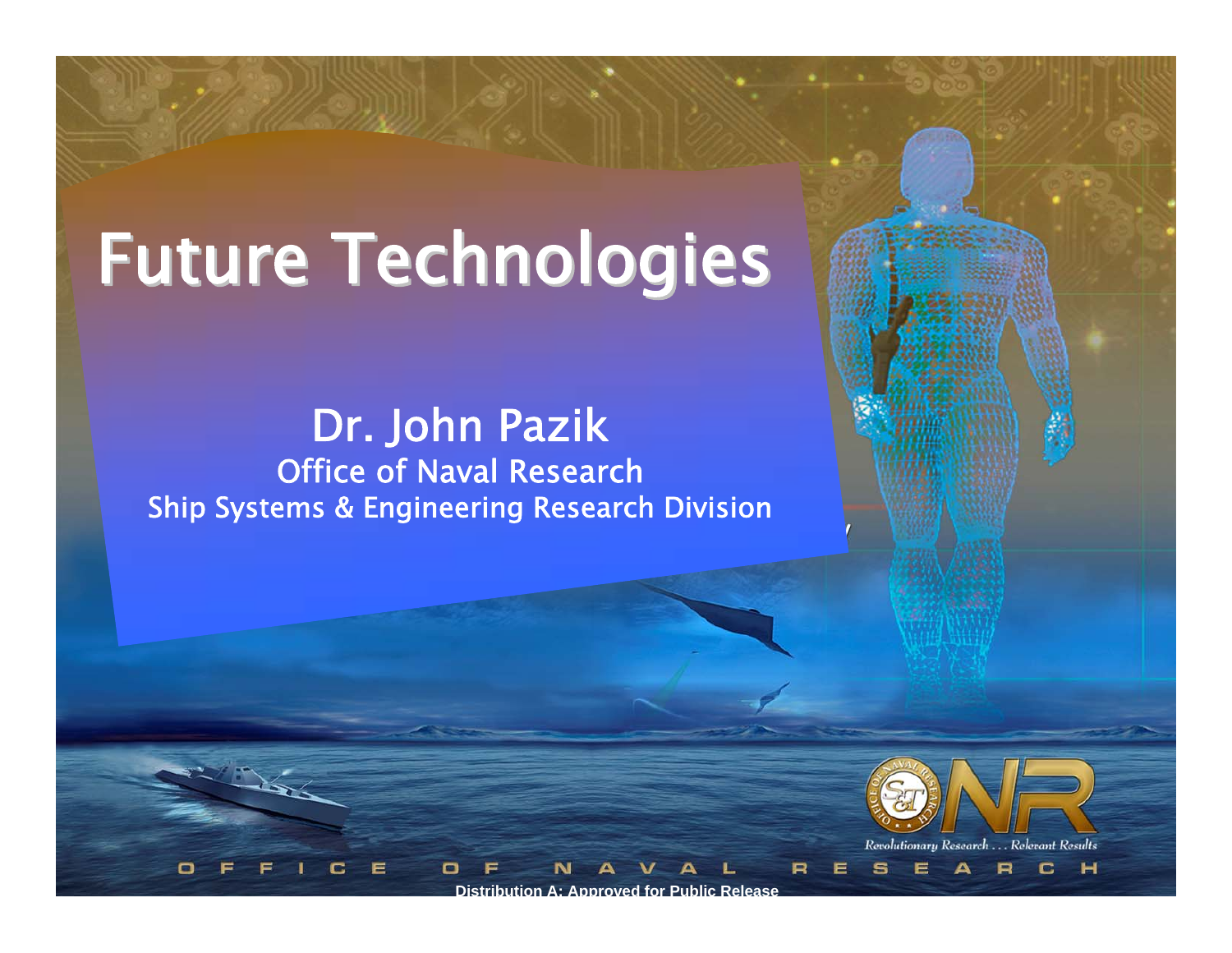# Future Technologies

## Dr. John Pazik

Office of Naval Research

Ship Systems & Engineering Research Division

*Revolutionary Research . . . Relevant Results*

OFFICE OF NAVAL RESEARCH

Distribution A: Approved for Public Release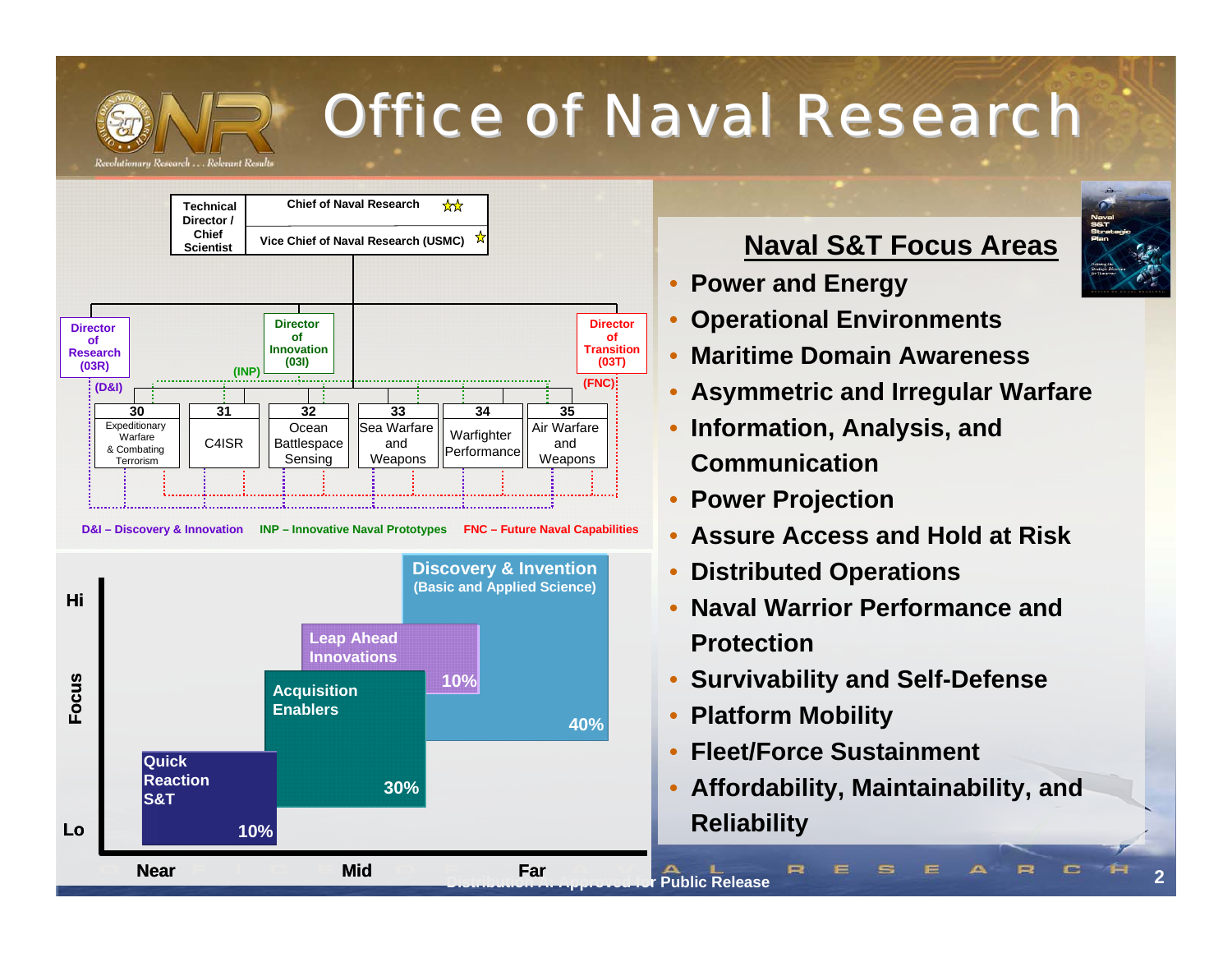# Office of Naval Research

Revolutionary Research . . . Relevant Results

Technical Director / Chief Scientist

Chief of Naval Research

Vice Chief of Naval Research (USMC)

Director of Research (03R)

Director of Innovation (03I)

Director of Transition (03T)

(D&I) (INP) (FNC)

| 30 | 31 | 32 | 33 | 34 | 35 |
|---|---|---|---|---|---|
| Expeditionary Warfare & Combating Terrorism | C4ISR | Ocean Battlespace Sensing | Sea Warfare and Weapons | Warfighter Performance | Air Warfare and Weapons |

D&I – Discovery & Innovation   INP – Innovative Naval Prototypes   FNC – Future Naval Capabilities

Focus: Hi / Lo — Near / Mid / Far

- Discovery & Invention (Basic and Applied Science) — 40%
- Leap Ahead Innovations — 10%
- Acquisition Enablers — 30%
- Quick Reaction S&T — 10%

## Naval S&T Focus Areas

- Power and Energy
- Operational Environments
- Maritime Domain Awareness
- Asymmetric and Irregular Warfare
- Information, Analysis, and Communication
- Power Projection
- Assure Access and Hold at Risk
- Distributed Operations
- Naval Warrior Performance and Protection
- Survivability and Self-Defense
- Platform Mobility
- Fleet/Force Sustainment
- Affordability, Maintainability, and Reliability

Distribution A: Approved for Public Release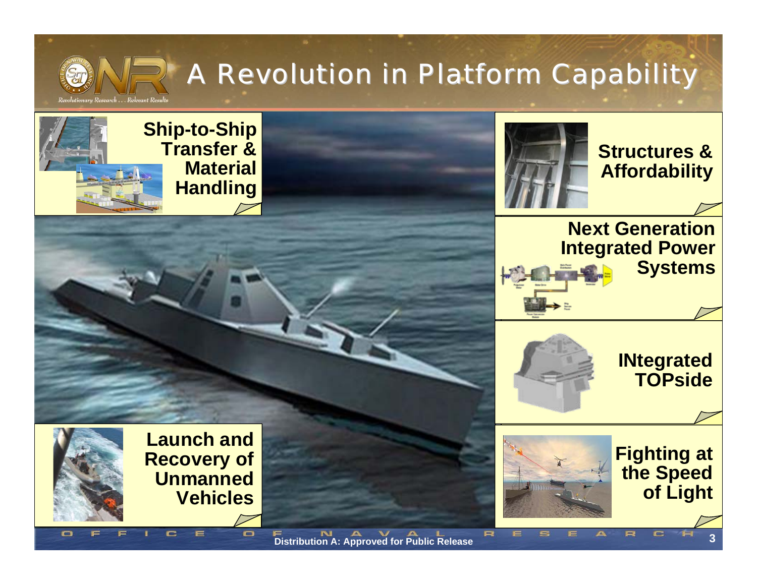# A Revolution in Platform Capability

**Ship-to-Ship Transfer & Material Handling**

**Structures & Affordability**

**Next Generation Integrated Power Systems**

**INtegrated TOPside**

**Launch and Recovery of Unmanned Vehicles**

**Fighting at the Speed of Light**

Distribution A: Approved for Public Release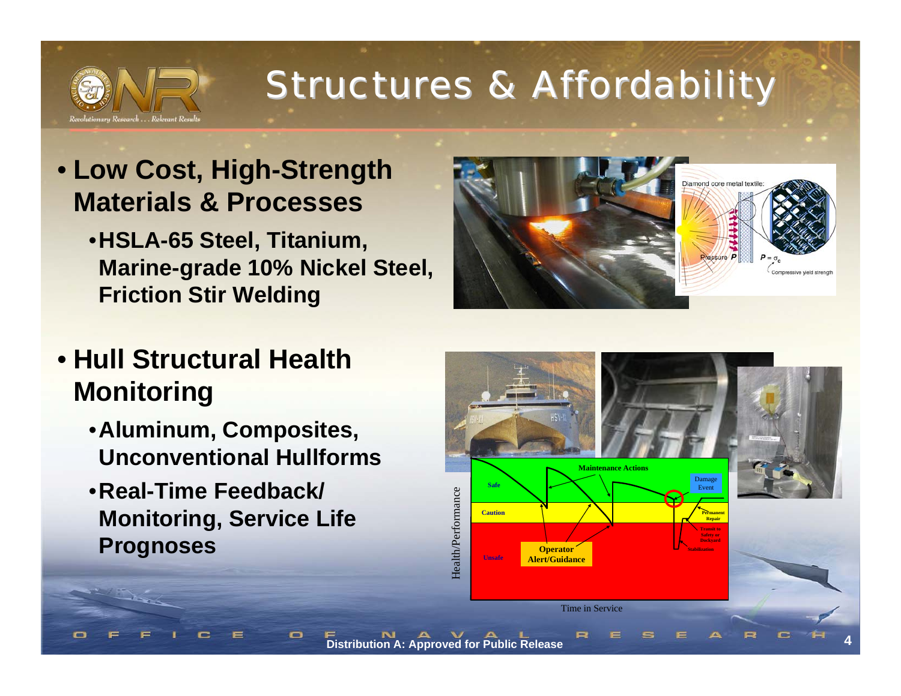# Structures & Affordability

- **Low Cost, High-Strength Materials & Processes**
  - **HSLA-65 Steel, Titanium, Marine-grade 10% Nickel Steel, Friction Stir Welding**

- **Hull Structural Health Monitoring**
  - **Aluminum, Composites, Unconventional Hullforms**
  - **Real-Time Feedback/ Monitoring, Service Life Prognoses**

Distribution A: Approved for Public Release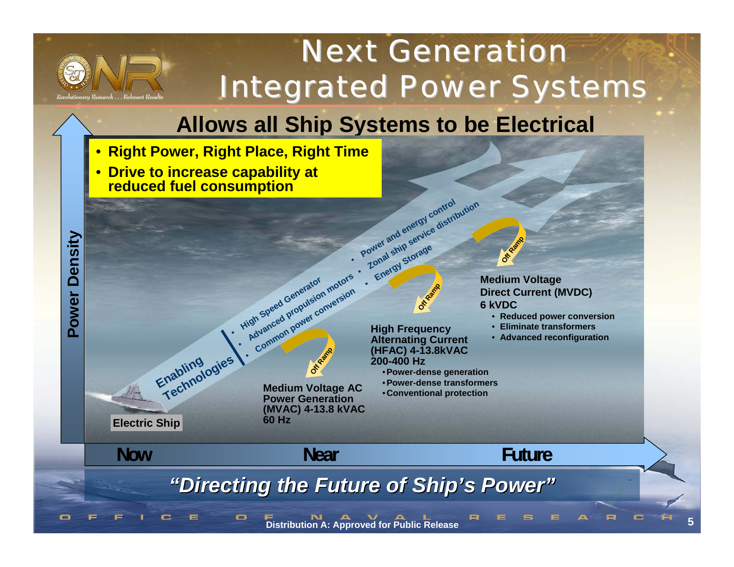# Next Generation Integrated Power Systems

## Allows all Ship Systems to be Electrical

- **Right Power, Right Place, Right Time**
- **Drive to increase capability at reduced fuel consumption**

**Power Density**

**Enabling Technologies**

- High Speed Generator
- Advanced propulsion motors
- Common power conversion
- Power and energy control
- Zonal ship service distribution
- Energy Storage

**Electric Ship**

Off Ramp

**Medium Voltage AC Power Generation (MVAC) 4-13.8 kVAC 60 Hz**

Off Ramp

**High Frequency Alternating Current (HFAC) 4-13.8kVAC 200-400 Hz**

- Power-dense generation
- Power-dense transformers
- Conventional protection

Off Ramp

**Medium Voltage Direct Current (MVDC) 6 kVDC**

- Reduced power conversion
- Eliminate transformers
- Advanced reconfiguration

**Now** — **Near** — **Future**

***"Directing the Future of Ship's Power"***

Distribution A: Approved for Public Release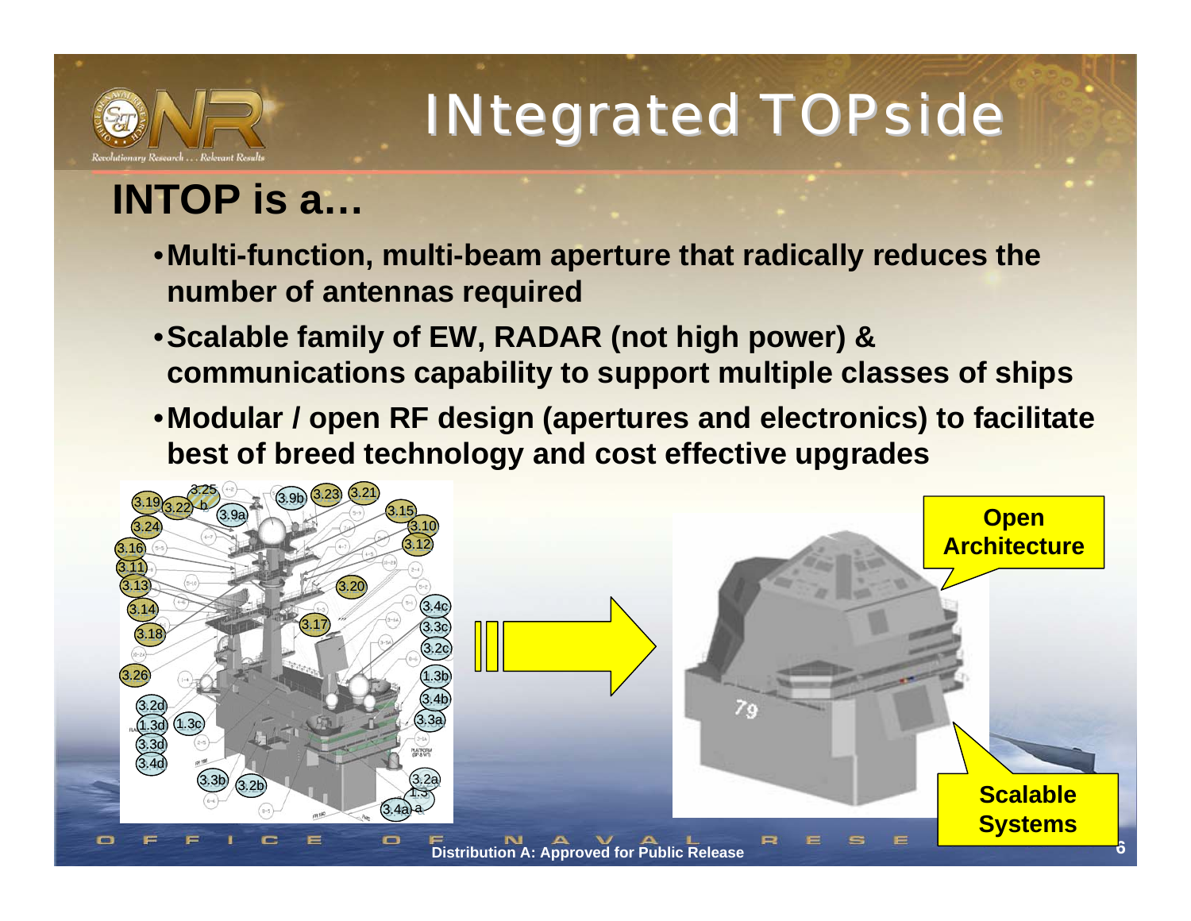# INtegrated TOPside

## INTOP is a…

- Multi-function, multi-beam aperture that radically reduces the number of antennas required
- Scalable family of EW, RADAR (not high power) & communications capability to support multiple classes of ships
- Modular / open RF design (apertures and electronics) to facilitate best of breed technology and cost effective upgrades

Open Architecture

Scalable Systems

Distribution A: Approved for Public Release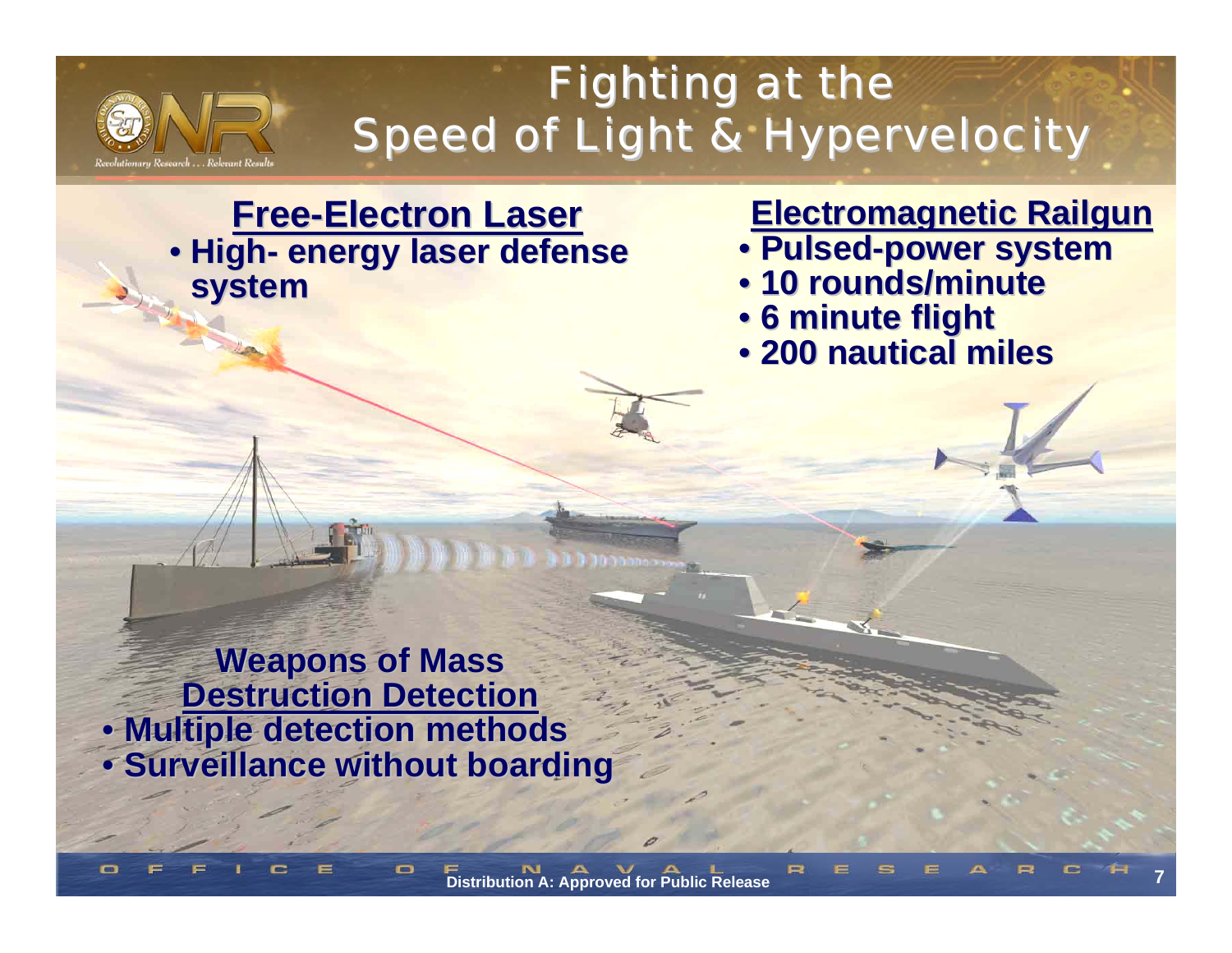# Fighting at the Speed of Light & Hypervelocity

## Free-Electron Laser

- High- energy laser defense system

## Electromagnetic Railgun

- Pulsed-power system
- 10 rounds/minute
- 6 minute flight
- 200 nautical miles

## Weapons of Mass Destruction Detection

- Multiple detection methods
- Surveillance without boarding

Distribution A: Approved for Public Release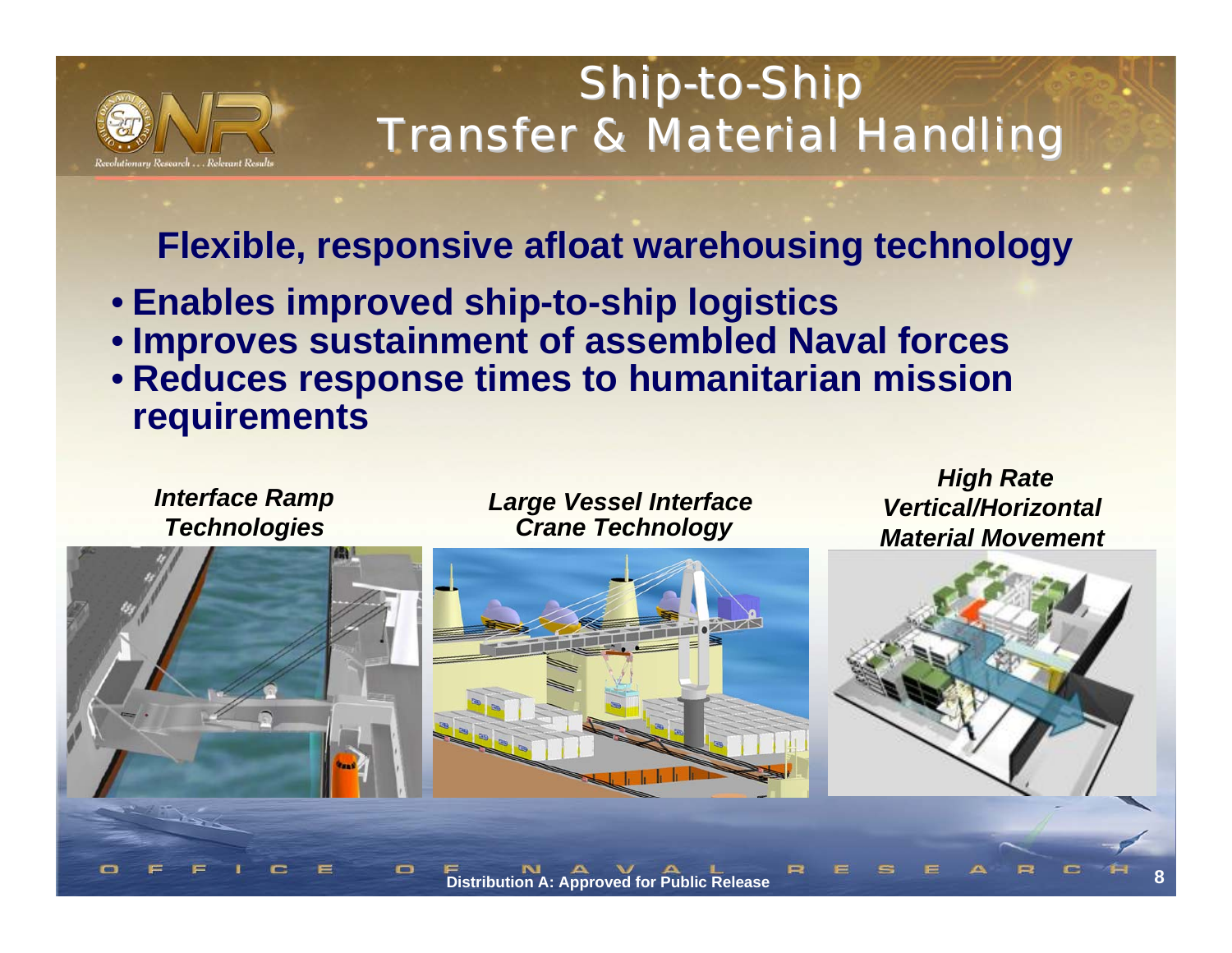# Ship-to-Ship Transfer & Material Handling

**Flexible, responsive afloat warehousing technology**

- **Enables improved ship-to-ship logistics**
- **Improves sustainment of assembled Naval forces**
- **Reduces response times to humanitarian mission requirements**

***Interface Ramp Technologies***

***Large Vessel Interface Crane Technology***

***High Rate Vertical/Horizontal Material Movement***

**Distribution A: Approved for Public Release**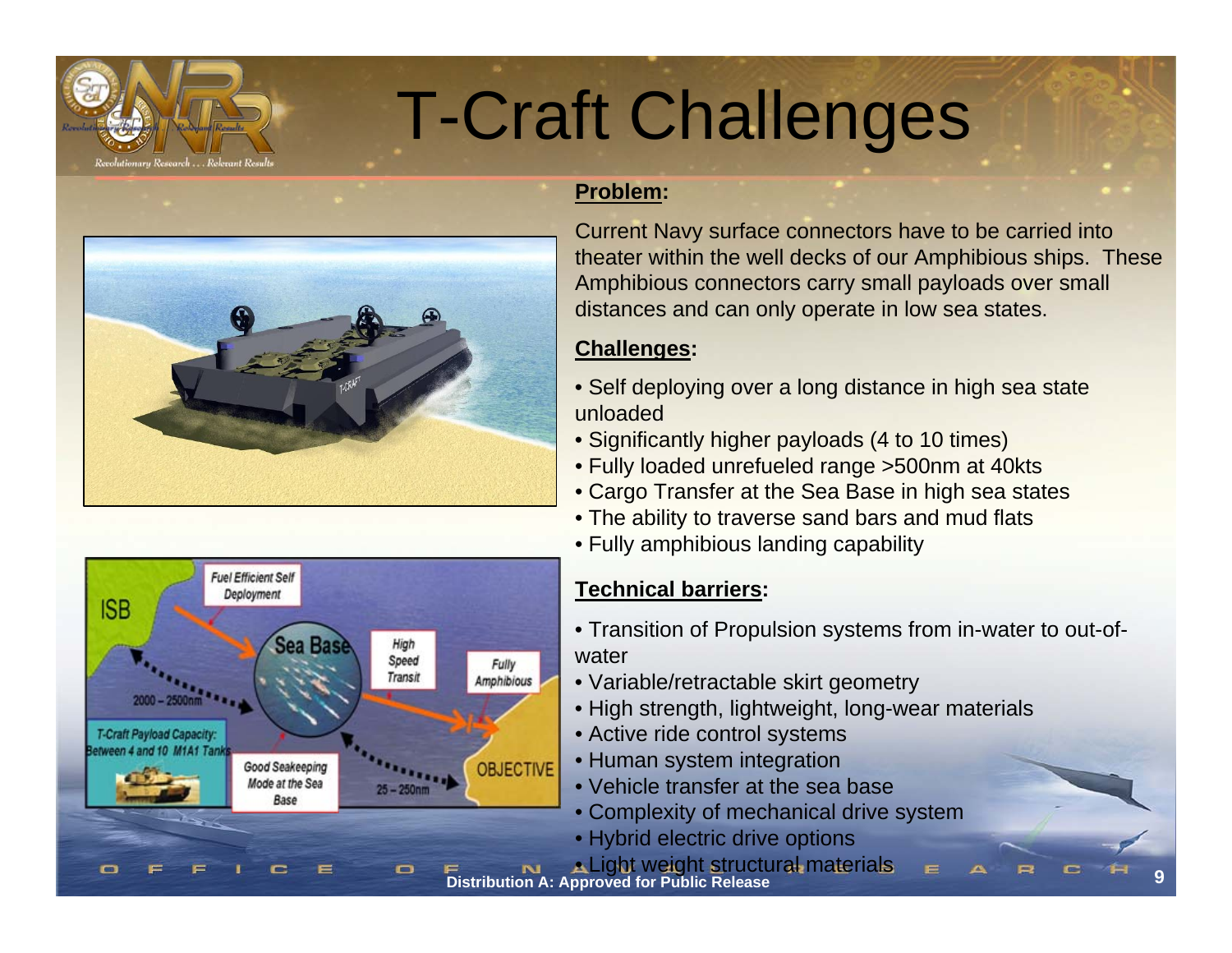# T-Craft Challenges

**Problem:**

Current Navy surface connectors have to be carried into theater within the well decks of our Amphibious ships. These Amphibious connectors carry small payloads over small distances and can only operate in low sea states.

**Challenges:**

- Self deploying over a long distance in high sea state unloaded
- Significantly higher payloads (4 to 10 times)
- Fully loaded unrefueled range >500nm at 40kts
- Cargo Transfer at the Sea Base in high sea states
- The ability to traverse sand bars and mud flats
- Fully amphibious landing capability

**Technical barriers:**

- Transition of Propulsion systems from in-water to out-of-water
- Variable/retractable skirt geometry
- High strength, lightweight, long-wear materials
- Active ride control systems
- Human system integration
- Vehicle transfer at the sea base
- Complexity of mechanical drive system
- Hybrid electric drive options
- Light weight structural materials

Distribution A: Approved for Public Release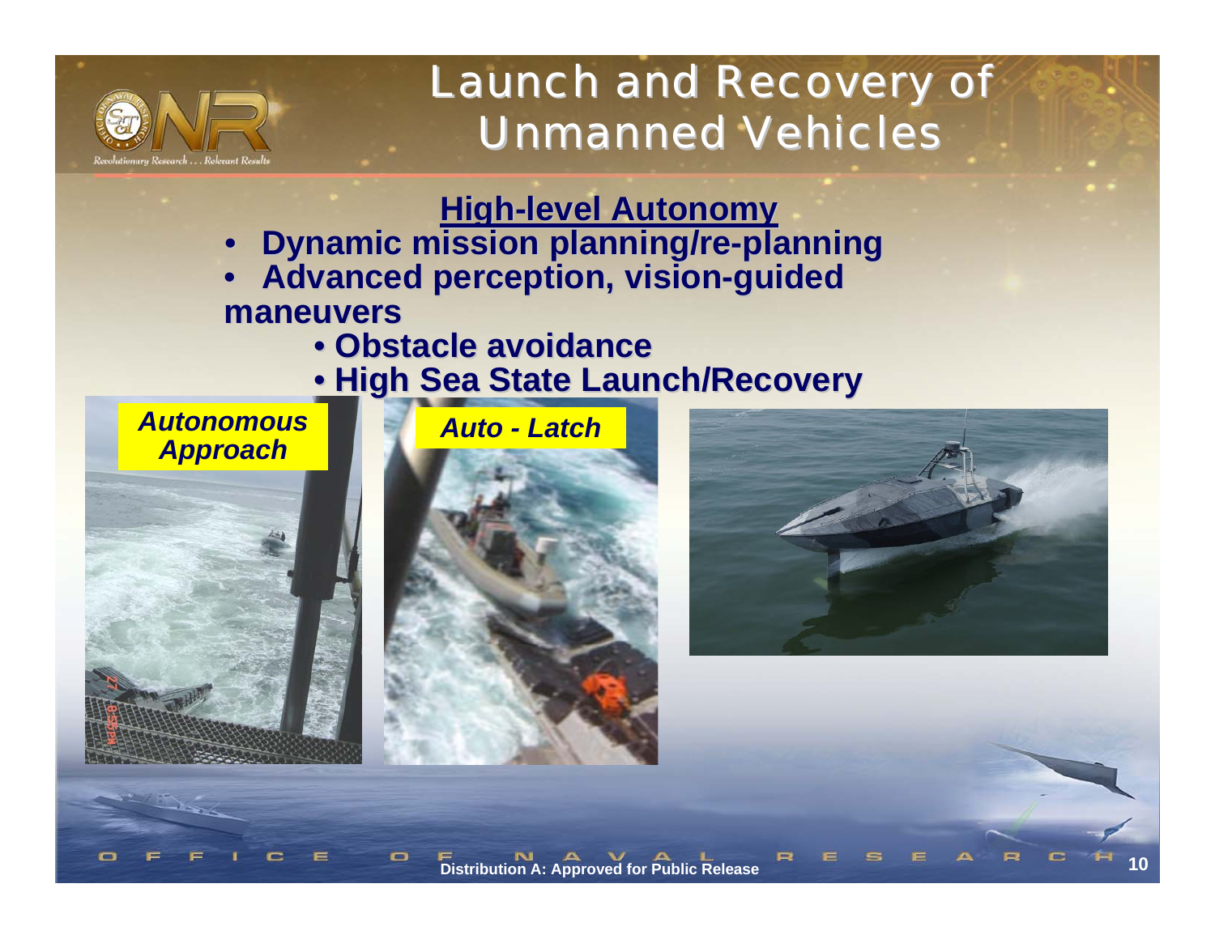# Launch and Recovery of Unmanned Vehicles

## High-level Autonomy

- Dynamic mission planning/re-planning
- Advanced perception, vision-guided maneuvers
  - Obstacle avoidance
  - High Sea State Launch/Recovery

*Autonomous Approach*

*Auto - Latch*

Distribution A: Approved for Public Release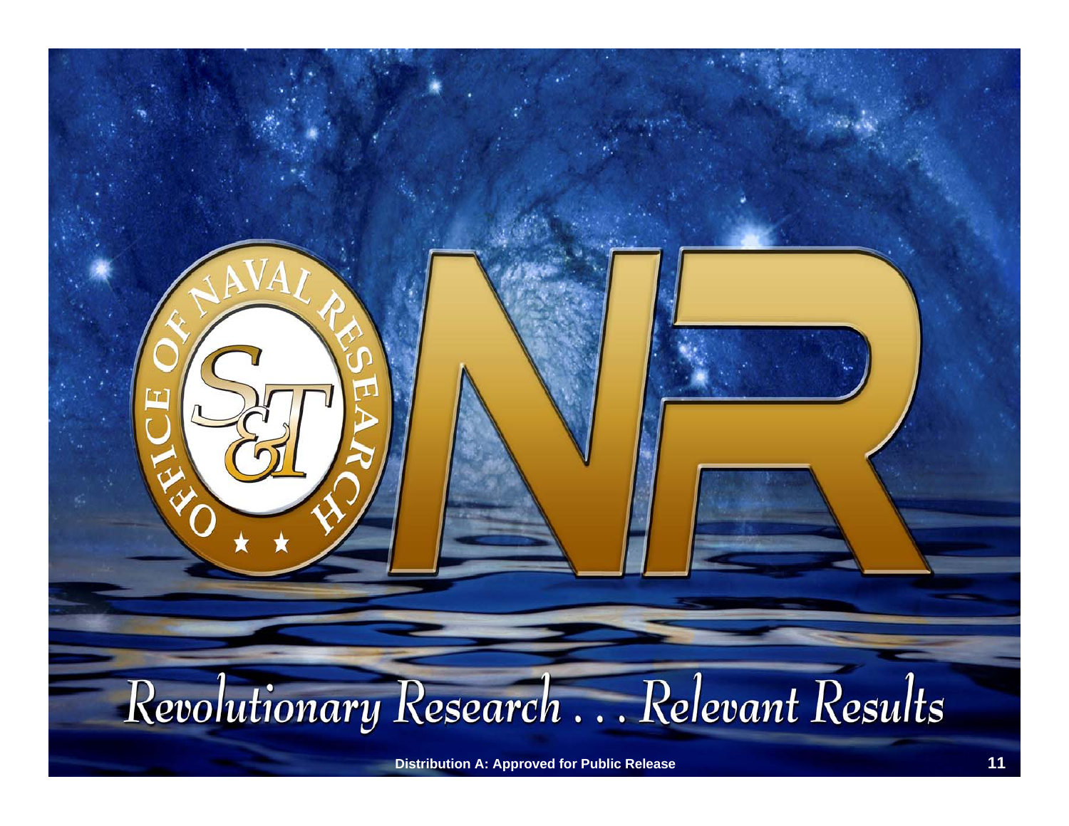OFFICE OF NAVAL RESEARCH

S&T

ONR

*Revolutionary Research . . . Relevant Results*

**Distribution A: Approved for Public Release**